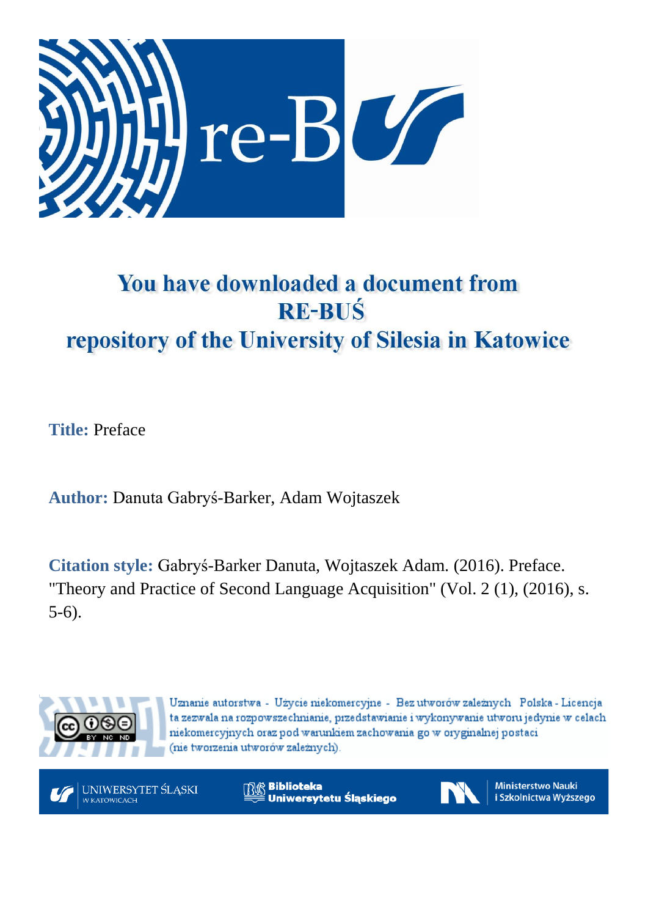# You have downloaded a document from RE-BUŚ repository of the University of Silesia in Katowice

**Title:** Preface

**Author:** Danuta Gabryś-Barker, Adam Wojtaszek

**Citation style:** Gabryś-Barker Danuta, Wojtaszek Adam. (2016). Preface. "Theory and Practice of Second Language Acquisition" (Vol. 2 (1), (2016), s. 5-6).

Uznanie autorstwa - Użycie niekomercyjne - Bez utworów zależnych Polska - Licencja ta zezwala na rozpowszechnianie, przedstawianie i wykonywanie utworu jedynie w celach niekomercyjnych oraz pod warunkiem zachowania go w oryginalnej postaci (nie tworzenia utworów zależnych).

UNIWERSYTET ŚLĄSKI W KATOWICACH

Biblioteka Uniwersytetu Śląskiego

Ministerstwo Nauki i Szkolnictwa Wyższego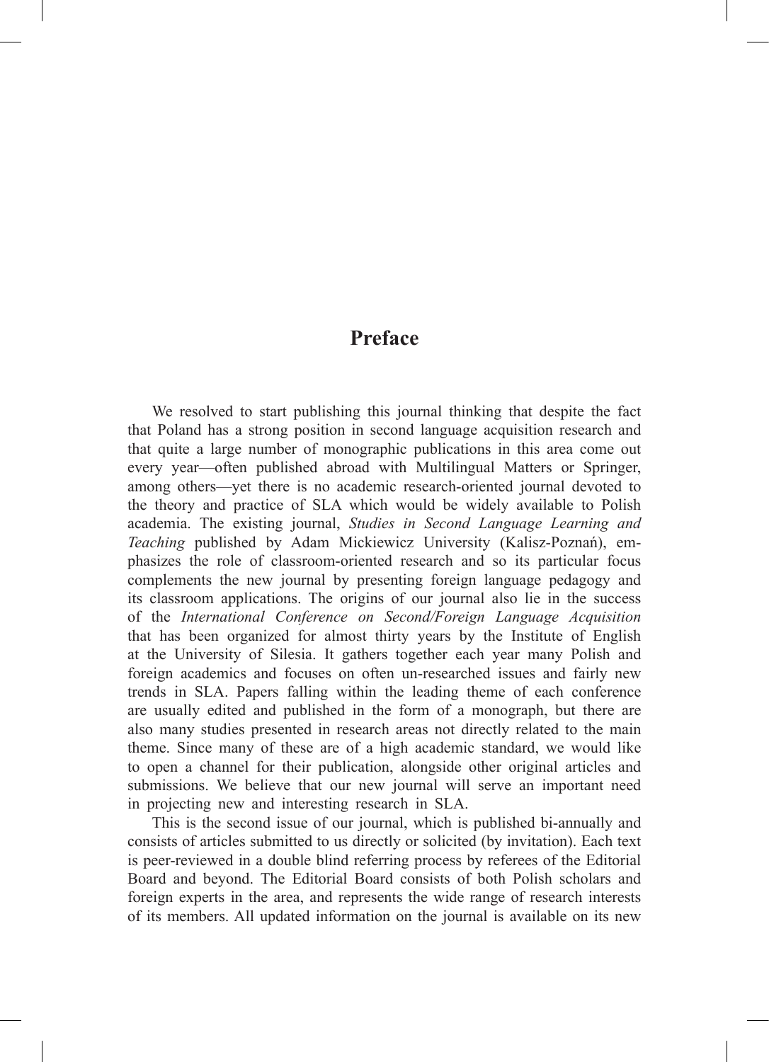# Preface

We resolved to start publishing this journal thinking that despite the fact that Poland has a strong position in second language acquisition research and that quite a large number of monographic publications in this area come out every year—often published abroad with Multilingual Matters or Springer, among others—yet there is no academic research-oriented journal devoted to the theory and practice of SLA which would be widely available to Polish academia. The existing journal, *Studies in Second Language Learning and Teaching* published by Adam Mickiewicz University (Kalisz-Poznań), emphasizes the role of classroom-oriented research and so its particular focus complements the new journal by presenting foreign language pedagogy and its classroom applications. The origins of our journal also lie in the success of the *International Conference on Second/Foreign Language Acquisition* that has been organized for almost thirty years by the Institute of English at the University of Silesia. It gathers together each year many Polish and foreign academics and focuses on often un-researched issues and fairly new trends in SLA. Papers falling within the leading theme of each conference are usually edited and published in the form of a monograph, but there are also many studies presented in research areas not directly related to the main theme. Since many of these are of a high academic standard, we would like to open a channel for their publication, alongside other original articles and submissions. We believe that our new journal will serve an important need in projecting new and interesting research in SLA.

This is the second issue of our journal, which is published bi-annually and consists of articles submitted to us directly or solicited (by invitation). Each text is peer-reviewed in a double blind referring process by referees of the Editorial Board and beyond. The Editorial Board consists of both Polish scholars and foreign experts in the area, and represents the wide range of research interests of its members. All updated information on the journal is available on its new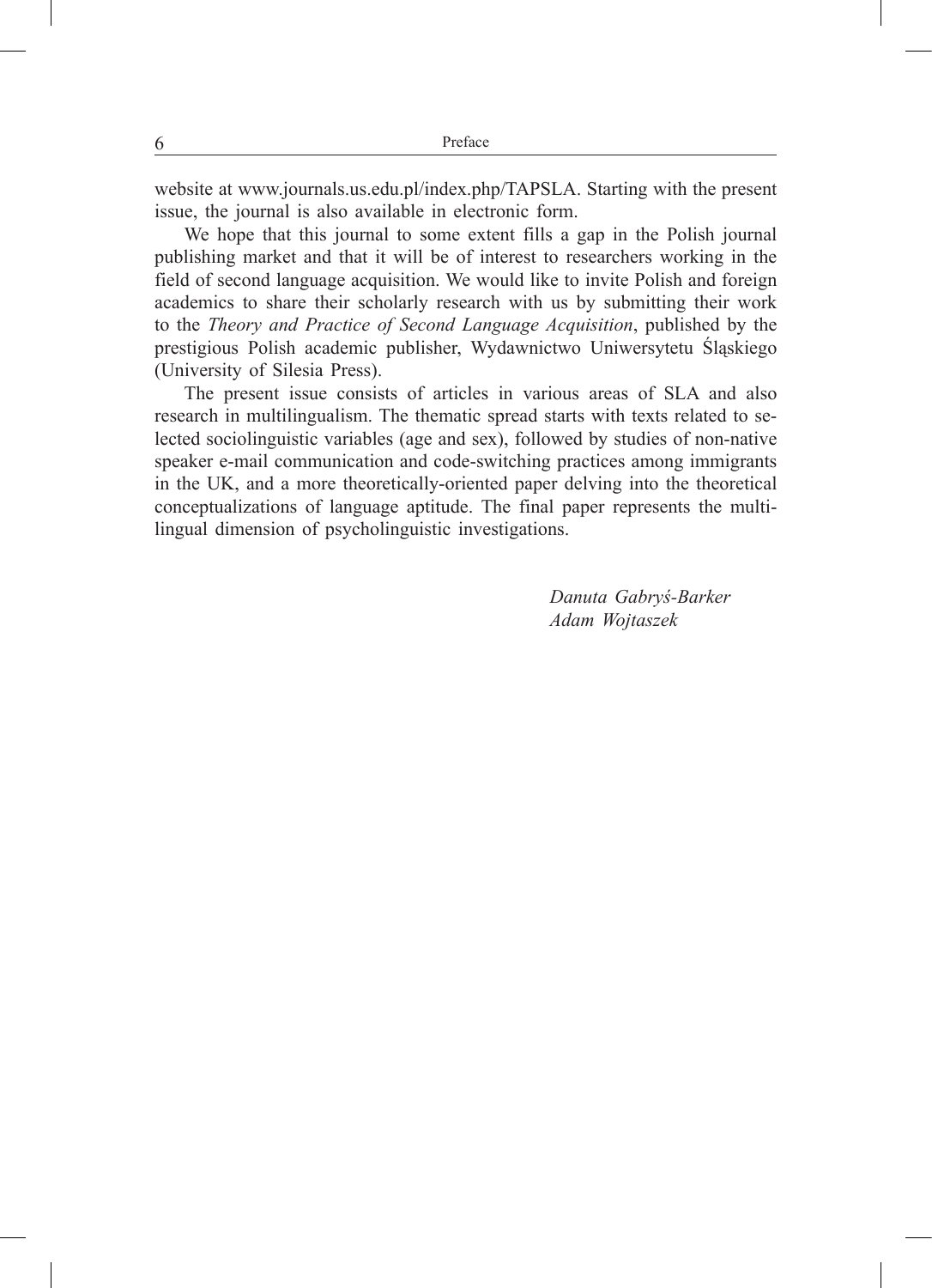website at www.journals.us.edu.pl/index.php/TAPSLA. Starting with the present issue, the journal is also available in electronic form.

We hope that this journal to some extent fills a gap in the Polish journal publishing market and that it will be of interest to researchers working in the field of second language acquisition. We would like to invite Polish and foreign academics to share their scholarly research with us by submitting their work to the *Theory and Practice of Second Language Acquisition*, published by the prestigious Polish academic publisher, Wydawnictwo Uniwersytetu Śląskiego (University of Silesia Press).

The present issue consists of articles in various areas of SLA and also research in multilingualism. The thematic spread starts with texts related to selected sociolinguistic variables (age and sex), followed by studies of non-native speaker e-mail communication and code-switching practices among immigrants in the UK, and a more theoretically-oriented paper delving into the theoretical conceptualizations of language aptitude. The final paper represents the multilingual dimension of psycholinguistic investigations.

*Danuta Gabryś-Barker*
*Adam Wojtaszek*